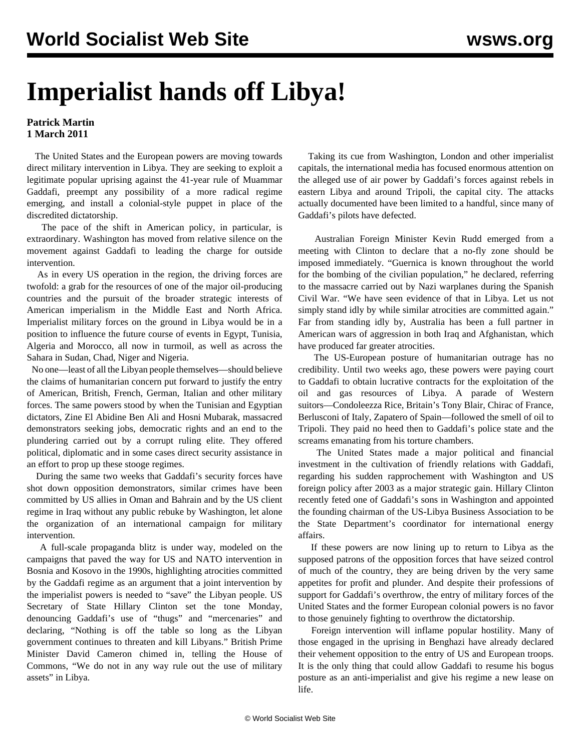# Imperialist hands off Libya!

**Patrick Martin**
**1 March 2011**

The United States and the European powers are moving towards direct military intervention in Libya. They are seeking to exploit a legitimate popular uprising against the 41-year rule of Muammar Gaddafi, preempt any possibility of a more radical regime emerging, and install a colonial-style puppet in place of the discredited dictatorship.

The pace of the shift in American policy, in particular, is extraordinary. Washington has moved from relative silence on the movement against Gaddafi to leading the charge for outside intervention.

As in every US operation in the region, the driving forces are twofold: a grab for the resources of one of the major oil-producing countries and the pursuit of the broader strategic interests of American imperialism in the Middle East and North Africa. Imperialist military forces on the ground in Libya would be in a position to influence the future course of events in Egypt, Tunisia, Algeria and Morocco, all now in turmoil, as well as across the Sahara in Sudan, Chad, Niger and Nigeria.

No one—least of all the Libyan people themselves—should believe the claims of humanitarian concern put forward to justify the entry of American, British, French, German, Italian and other military forces. The same powers stood by when the Tunisian and Egyptian dictators, Zine El Abidine Ben Ali and Hosni Mubarak, massacred demonstrators seeking jobs, democratic rights and an end to the plundering carried out by a corrupt ruling elite. They offered political, diplomatic and in some cases direct security assistance in an effort to prop up these stooge regimes.

During the same two weeks that Gaddafi's security forces have shot down opposition demonstrators, similar crimes have been committed by US allies in Oman and Bahrain and by the US client regime in Iraq without any public rebuke by Washington, let alone the organization of an international campaign for military intervention.

A full-scale propaganda blitz is under way, modeled on the campaigns that paved the way for US and NATO intervention in Bosnia and Kosovo in the 1990s, highlighting atrocities committed by the Gaddafi regime as an argument that a joint intervention by the imperialist powers is needed to "save" the Libyan people. US Secretary of State Hillary Clinton set the tone Monday, denouncing Gaddafi's use of "thugs" and "mercenaries" and declaring, "Nothing is off the table so long as the Libyan government continues to threaten and kill Libyans." British Prime Minister David Cameron chimed in, telling the House of Commons, "We do not in any way rule out the use of military assets" in Libya.

Taking its cue from Washington, London and other imperialist capitals, the international media has focused enormous attention on the alleged use of air power by Gaddafi's forces against rebels in eastern Libya and around Tripoli, the capital city. The attacks actually documented have been limited to a handful, since many of Gaddafi's pilots have defected.

Australian Foreign Minister Kevin Rudd emerged from a meeting with Clinton to declare that a no-fly zone should be imposed immediately. "Guernica is known throughout the world for the bombing of the civilian population," he declared, referring to the massacre carried out by Nazi warplanes during the Spanish Civil War. "We have seen evidence of that in Libya. Let us not simply stand idly by while similar atrocities are committed again." Far from standing idly by, Australia has been a full partner in American wars of aggression in both Iraq and Afghanistan, which have produced far greater atrocities.

The US-European posture of humanitarian outrage has no credibility. Until two weeks ago, these powers were paying court to Gaddafi to obtain lucrative contracts for the exploitation of the oil and gas resources of Libya. A parade of Western suitors—Condoleezza Rice, Britain's Tony Blair, Chirac of France, Berlusconi of Italy, Zapatero of Spain—followed the smell of oil to Tripoli. They paid no heed then to Gaddafi's police state and the screams emanating from his torture chambers.

The United States made a major political and financial investment in the cultivation of friendly relations with Gaddafi, regarding his sudden rapprochement with Washington and US foreign policy after 2003 as a major strategic gain. Hillary Clinton recently feted one of Gaddafi's sons in Washington and appointed the founding chairman of the US-Libya Business Association to be the State Department's coordinator for international energy affairs.

If these powers are now lining up to return to Libya as the supposed patrons of the opposition forces that have seized control of much of the country, they are being driven by the very same appetites for profit and plunder. And despite their professions of support for Gaddafi's overthrow, the entry of military forces of the United States and the former European colonial powers is no favor to those genuinely fighting to overthrow the dictatorship.

Foreign intervention will inflame popular hostility. Many of those engaged in the uprising in Benghazi have already declared their vehement opposition to the entry of US and European troops. It is the only thing that could allow Gaddafi to resume his bogus posture as an anti-imperialist and give his regime a new lease on life.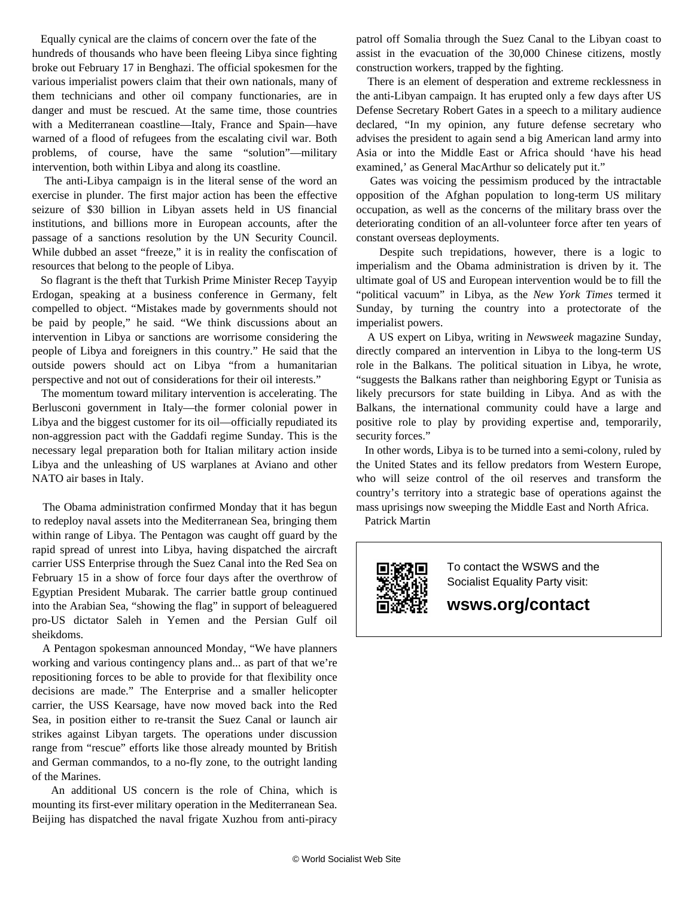Equally cynical are the claims of concern over the fate of the hundreds of thousands who have been fleeing Libya since fighting broke out February 17 in Benghazi. The official spokesmen for the various imperialist powers claim that their own nationals, many of them technicians and other oil company functionaries, are in danger and must be rescued. At the same time, those countries with a Mediterranean coastline—Italy, France and Spain—have warned of a flood of refugees from the escalating civil war. Both problems, of course, have the same "solution"—military intervention, both within Libya and along its coastline.

The anti-Libya campaign is in the literal sense of the word an exercise in plunder. The first major action has been the effective seizure of $30 billion in Libyan assets held in US financial institutions, and billions more in European accounts, after the passage of a sanctions resolution by the UN Security Council. While dubbed an asset "freeze," it is in reality the confiscation of resources that belong to the people of Libya.

So flagrant is the theft that Turkish Prime Minister Recep Tayyip Erdogan, speaking at a business conference in Germany, felt compelled to object. "Mistakes made by governments should not be paid by people," he said. "We think discussions about an intervention in Libya or sanctions are worrisome considering the people of Libya and foreigners in this country." He said that the outside powers should act on Libya "from a humanitarian perspective and not out of considerations for their oil interests."

The momentum toward military intervention is accelerating. The Berlusconi government in Italy—the former colonial power in Libya and the biggest customer for its oil—officially repudiated its non-aggression pact with the Gaddafi regime Sunday. This is the necessary legal preparation both for Italian military action inside Libya and the unleashing of US warplanes at Aviano and other NATO air bases in Italy.

The Obama administration confirmed Monday that it has begun to redeploy naval assets into the Mediterranean Sea, bringing them within range of Libya. The Pentagon was caught off guard by the rapid spread of unrest into Libya, having dispatched the aircraft carrier USS Enterprise through the Suez Canal into the Red Sea on February 15 in a show of force four days after the overthrow of Egyptian President Mubarak. The carrier battle group continued into the Arabian Sea, "showing the flag" in support of beleaguered pro-US dictator Saleh in Yemen and the Persian Gulf oil sheikdoms.

A Pentagon spokesman announced Monday, "We have planners working and various contingency plans and... as part of that we're repositioning forces to be able to provide for that flexibility once decisions are made." The Enterprise and a smaller helicopter carrier, the USS Kearsage, have now moved back into the Red Sea, in position either to re-transit the Suez Canal or launch air strikes against Libyan targets. The operations under discussion range from "rescue" efforts like those already mounted by British and German commandos, to a no-fly zone, to the outright landing of the Marines.

An additional US concern is the role of China, which is mounting its first-ever military operation in the Mediterranean Sea. Beijing has dispatched the naval frigate Xuzhou from anti-piracy patrol off Somalia through the Suez Canal to the Libyan coast to assist in the evacuation of the 30,000 Chinese citizens, mostly construction workers, trapped by the fighting.

There is an element of desperation and extreme recklessness in the anti-Libyan campaign. It has erupted only a few days after US Defense Secretary Robert Gates in a speech to a military audience declared, "In my opinion, any future defense secretary who advises the president to again send a big American land army into Asia or into the Middle East or Africa should 'have his head examined,' as General MacArthur so delicately put it."

Gates was voicing the pessimism produced by the intractable opposition of the Afghan population to long-term US military occupation, as well as the concerns of the military brass over the deteriorating condition of an all-volunteer force after ten years of constant overseas deployments.

Despite such trepidations, however, there is a logic to imperialism and the Obama administration is driven by it. The ultimate goal of US and European intervention would be to fill the "political vacuum" in Libya, as the *New York Times* termed it Sunday, by turning the country into a protectorate of the imperialist powers.

A US expert on Libya, writing in *Newsweek* magazine Sunday, directly compared an intervention in Libya to the long-term US role in the Balkans. The political situation in Libya, he wrote, "suggests the Balkans rather than neighboring Egypt or Tunisia as likely precursors for state building in Libya. And as with the Balkans, the international community could have a large and positive role to play by providing expertise and, temporarily, security forces."

In other words, Libya is to be turned into a semi-colony, ruled by the United States and its fellow predators from Western Europe, who will seize control of the oil reserves and transform the country's territory into a strategic base of operations against the mass uprisings now sweeping the Middle East and North Africa.

Patrick Martin

To contact the WSWS and the Socialist Equality Party visit:

**wsws.org/contact**